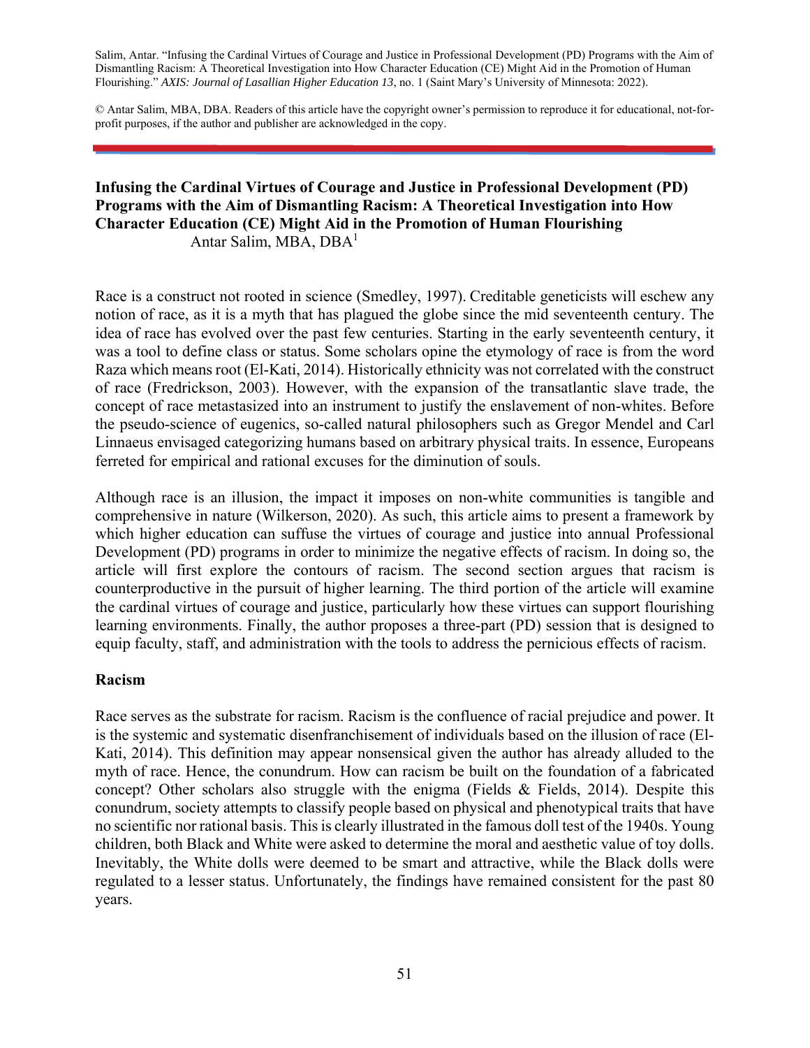Salim, Antar. "Infusing the Cardinal Virtues of Courage and Justice in Professional Development (PD) Programs with the Aim of Dismantling Racism: A Theoretical Investigation into How Character Education (CE) Might Aid in the Promotion of Human Flourishing." *AXIS: Journal of Lasallian Higher Education 13*, no. 1 (Saint Mary's University of Minnesota: 2022).

© Antar Salim, MBA, DBA. Readers of this article have the copyright owner's permission to reproduce it for educational, not-for-profit purposes, if the author and publisher are acknowledged in the copy.

# Infusing the Cardinal Virtues of Courage and Justice in Professional Development (PD) Programs with the Aim of Dismantling Racism: A Theoretical Investigation into How Character Education (CE) Might Aid in the Promotion of Human Flourishing

Antar Salim, MBA, DBA[1]

Race is a construct not rooted in science (Smedley, 1997). Creditable geneticists will eschew any notion of race, as it is a myth that has plagued the globe since the mid seventeenth century. The idea of race has evolved over the past few centuries. Starting in the early seventeenth century, it was a tool to define class or status. Some scholars opine the etymology of race is from the word Raza which means root (El-Kati, 2014). Historically ethnicity was not correlated with the construct of race (Fredrickson, 2003). However, with the expansion of the transatlantic slave trade, the concept of race metastasized into an instrument to justify the enslavement of non-whites. Before the pseudo-science of eugenics, so-called natural philosophers such as Gregor Mendel and Carl Linnaeus envisaged categorizing humans based on arbitrary physical traits. In essence, Europeans ferreted for empirical and rational excuses for the diminution of souls.

Although race is an illusion, the impact it imposes on non-white communities is tangible and comprehensive in nature (Wilkerson, 2020). As such, this article aims to present a framework by which higher education can suffuse the virtues of courage and justice into annual Professional Development (PD) programs in order to minimize the negative effects of racism. In doing so, the article will first explore the contours of racism. The second section argues that racism is counterproductive in the pursuit of higher learning. The third portion of the article will examine the cardinal virtues of courage and justice, particularly how these virtues can support flourishing learning environments. Finally, the author proposes a three-part (PD) session that is designed to equip faculty, staff, and administration with the tools to address the pernicious effects of racism.

## Racism

Race serves as the substrate for racism. Racism is the confluence of racial prejudice and power. It is the systemic and systematic disenfranchisement of individuals based on the illusion of race (El-Kati, 2014). This definition may appear nonsensical given the author has already alluded to the myth of race. Hence, the conundrum. How can racism be built on the foundation of a fabricated concept? Other scholars also struggle with the enigma (Fields & Fields, 2014). Despite this conundrum, society attempts to classify people based on physical and phenotypical traits that have no scientific nor rational basis. This is clearly illustrated in the famous doll test of the 1940s. Young children, both Black and White were asked to determine the moral and aesthetic value of toy dolls. Inevitably, the White dolls were deemed to be smart and attractive, while the Black dolls were regulated to a lesser status. Unfortunately, the findings have remained consistent for the past 80 years.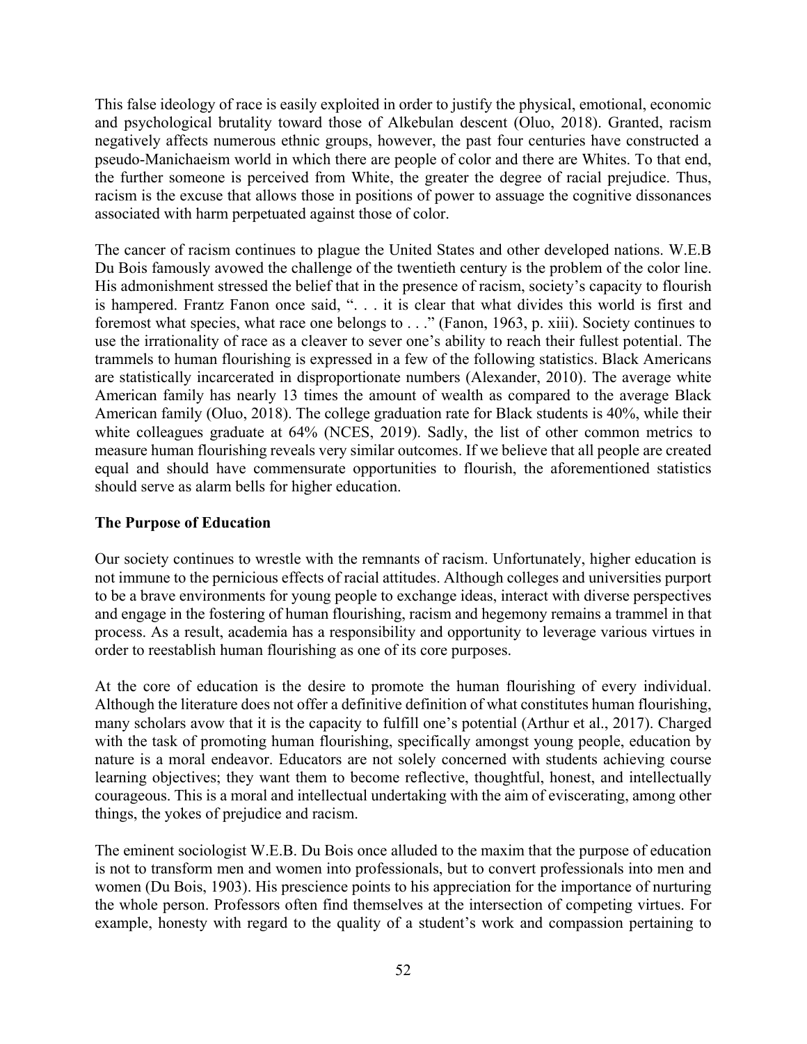This false ideology of race is easily exploited in order to justify the physical, emotional, economic and psychological brutality toward those of Alkebulan descent (Oluo, 2018). Granted, racism negatively affects numerous ethnic groups, however, the past four centuries have constructed a pseudo-Manichaeism world in which there are people of color and there are Whites. To that end, the further someone is perceived from White, the greater the degree of racial prejudice. Thus, racism is the excuse that allows those in positions of power to assuage the cognitive dissonances associated with harm perpetuated against those of color.

The cancer of racism continues to plague the United States and other developed nations. W.E.B Du Bois famously avowed the challenge of the twentieth century is the problem of the color line. His admonishment stressed the belief that in the presence of racism, society's capacity to flourish is hampered. Frantz Fanon once said, ". . . it is clear that what divides this world is first and foremost what species, what race one belongs to . . ." (Fanon, 1963, p. xiii). Society continues to use the irrationality of race as a cleaver to sever one's ability to reach their fullest potential. The trammels to human flourishing is expressed in a few of the following statistics. Black Americans are statistically incarcerated in disproportionate numbers (Alexander, 2010). The average white American family has nearly 13 times the amount of wealth as compared to the average Black American family (Oluo, 2018). The college graduation rate for Black students is 40%, while their white colleagues graduate at 64% (NCES, 2019). Sadly, the list of other common metrics to measure human flourishing reveals very similar outcomes. If we believe that all people are created equal and should have commensurate opportunities to flourish, the aforementioned statistics should serve as alarm bells for higher education.

**The Purpose of Education**

Our society continues to wrestle with the remnants of racism. Unfortunately, higher education is not immune to the pernicious effects of racial attitudes. Although colleges and universities purport to be a brave environments for young people to exchange ideas, interact with diverse perspectives and engage in the fostering of human flourishing, racism and hegemony remains a trammel in that process. As a result, academia has a responsibility and opportunity to leverage various virtues in order to reestablish human flourishing as one of its core purposes.

At the core of education is the desire to promote the human flourishing of every individual. Although the literature does not offer a definitive definition of what constitutes human flourishing, many scholars avow that it is the capacity to fulfill one's potential (Arthur et al., 2017). Charged with the task of promoting human flourishing, specifically amongst young people, education by nature is a moral endeavor. Educators are not solely concerned with students achieving course learning objectives; they want them to become reflective, thoughtful, honest, and intellectually courageous. This is a moral and intellectual undertaking with the aim of eviscerating, among other things, the yokes of prejudice and racism.

The eminent sociologist W.E.B. Du Bois once alluded to the maxim that the purpose of education is not to transform men and women into professionals, but to convert professionals into men and women (Du Bois, 1903). His prescience points to his appreciation for the importance of nurturing the whole person. Professors often find themselves at the intersection of competing virtues. For example, honesty with regard to the quality of a student's work and compassion pertaining to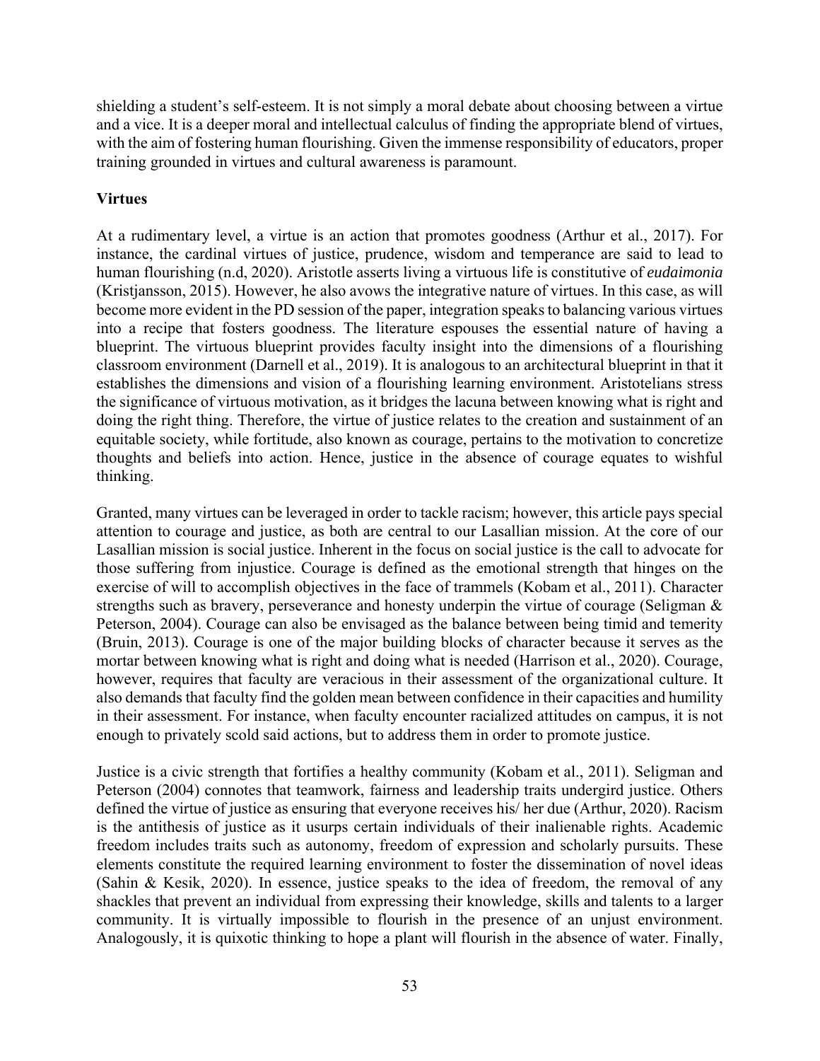shielding a student's self-esteem. It is not simply a moral debate about choosing between a virtue and a vice. It is a deeper moral and intellectual calculus of finding the appropriate blend of virtues, with the aim of fostering human flourishing. Given the immense responsibility of educators, proper training grounded in virtues and cultural awareness is paramount.

**Virtues**

At a rudimentary level, a virtue is an action that promotes goodness (Arthur et al., 2017). For instance, the cardinal virtues of justice, prudence, wisdom and temperance are said to lead to human flourishing (n.d, 2020). Aristotle asserts living a virtuous life is constitutive of *eudaimonia* (Kristjansson, 2015). However, he also avows the integrative nature of virtues. In this case, as will become more evident in the PD session of the paper, integration speaks to balancing various virtues into a recipe that fosters goodness. The literature espouses the essential nature of having a blueprint. The virtuous blueprint provides faculty insight into the dimensions of a flourishing classroom environment (Darnell et al., 2019). It is analogous to an architectural blueprint in that it establishes the dimensions and vision of a flourishing learning environment. Aristotelians stress the significance of virtuous motivation, as it bridges the lacuna between knowing what is right and doing the right thing. Therefore, the virtue of justice relates to the creation and sustainment of an equitable society, while fortitude, also known as courage, pertains to the motivation to concretize thoughts and beliefs into action. Hence, justice in the absence of courage equates to wishful thinking.

Granted, many virtues can be leveraged in order to tackle racism; however, this article pays special attention to courage and justice, as both are central to our Lasallian mission. At the core of our Lasallian mission is social justice. Inherent in the focus on social justice is the call to advocate for those suffering from injustice. Courage is defined as the emotional strength that hinges on the exercise of will to accomplish objectives in the face of trammels (Kobam et al., 2011). Character strengths such as bravery, perseverance and honesty underpin the virtue of courage (Seligman & Peterson, 2004). Courage can also be envisaged as the balance between being timid and temerity (Bruin, 2013). Courage is one of the major building blocks of character because it serves as the mortar between knowing what is right and doing what is needed (Harrison et al., 2020). Courage, however, requires that faculty are veracious in their assessment of the organizational culture. It also demands that faculty find the golden mean between confidence in their capacities and humility in their assessment. For instance, when faculty encounter racialized attitudes on campus, it is not enough to privately scold said actions, but to address them in order to promote justice.

Justice is a civic strength that fortifies a healthy community (Kobam et al., 2011). Seligman and Peterson (2004) connotes that teamwork, fairness and leadership traits undergird justice. Others defined the virtue of justice as ensuring that everyone receives his/ her due (Arthur, 2020). Racism is the antithesis of justice as it usurps certain individuals of their inalienable rights. Academic freedom includes traits such as autonomy, freedom of expression and scholarly pursuits. These elements constitute the required learning environment to foster the dissemination of novel ideas (Sahin & Kesik, 2020). In essence, justice speaks to the idea of freedom, the removal of any shackles that prevent an individual from expressing their knowledge, skills and talents to a larger community. It is virtually impossible to flourish in the presence of an unjust environment. Analogously, it is quixotic thinking to hope a plant will flourish in the absence of water. Finally,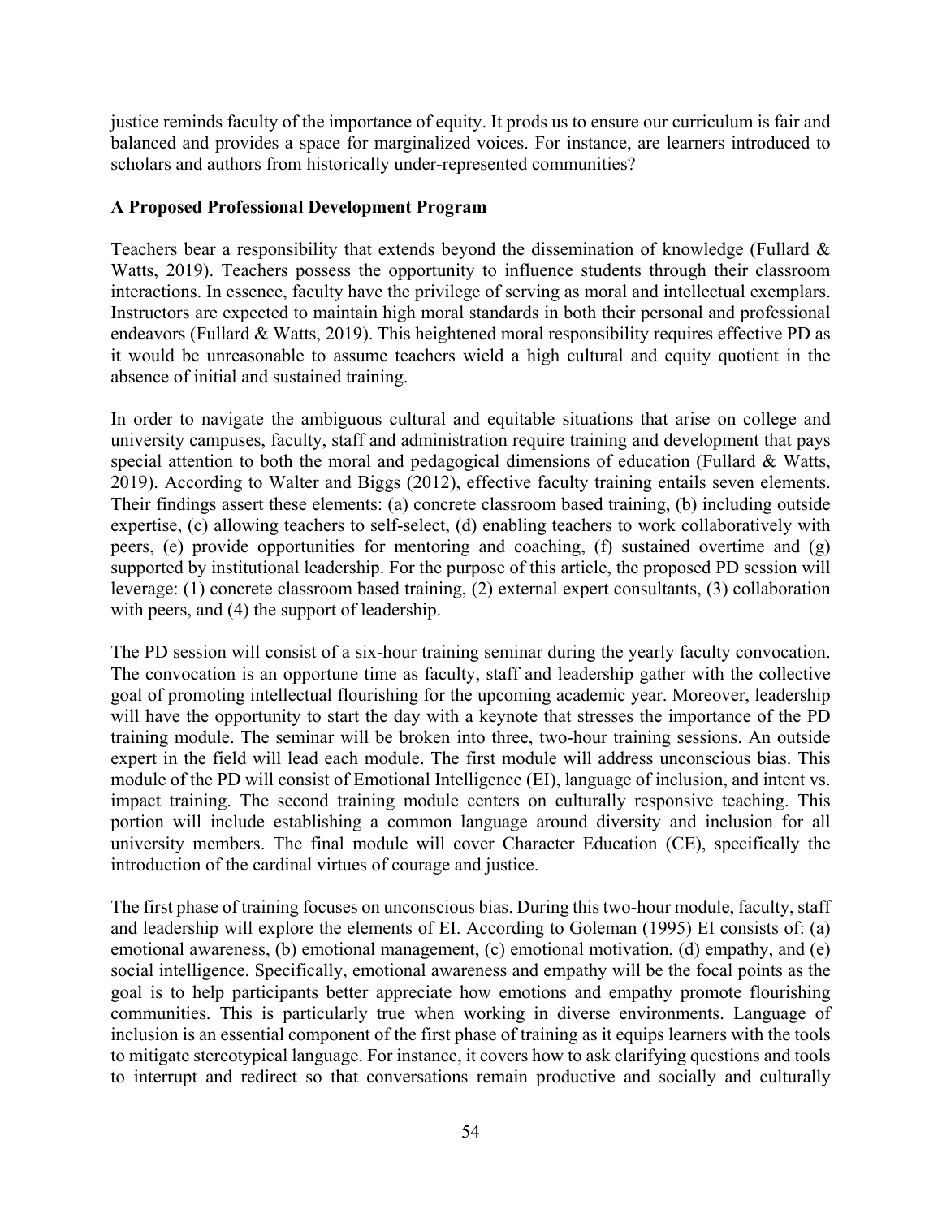justice reminds faculty of the importance of equity. It prods us to ensure our curriculum is fair and balanced and provides a space for marginalized voices. For instance, are learners introduced to scholars and authors from historically under-represented communities?

**A Proposed Professional Development Program**

Teachers bear a responsibility that extends beyond the dissemination of knowledge (Fullard & Watts, 2019). Teachers possess the opportunity to influence students through their classroom interactions. In essence, faculty have the privilege of serving as moral and intellectual exemplars. Instructors are expected to maintain high moral standards in both their personal and professional endeavors (Fullard & Watts, 2019). This heightened moral responsibility requires effective PD as it would be unreasonable to assume teachers wield a high cultural and equity quotient in the absence of initial and sustained training.

In order to navigate the ambiguous cultural and equitable situations that arise on college and university campuses, faculty, staff and administration require training and development that pays special attention to both the moral and pedagogical dimensions of education (Fullard & Watts, 2019). According to Walter and Biggs (2012), effective faculty training entails seven elements. Their findings assert these elements: (a) concrete classroom based training, (b) including outside expertise, (c) allowing teachers to self-select, (d) enabling teachers to work collaboratively with peers, (e) provide opportunities for mentoring and coaching, (f) sustained overtime and (g) supported by institutional leadership. For the purpose of this article, the proposed PD session will leverage: (1) concrete classroom based training, (2) external expert consultants, (3) collaboration with peers, and (4) the support of leadership.

The PD session will consist of a six-hour training seminar during the yearly faculty convocation. The convocation is an opportune time as faculty, staff and leadership gather with the collective goal of promoting intellectual flourishing for the upcoming academic year. Moreover, leadership will have the opportunity to start the day with a keynote that stresses the importance of the PD training module. The seminar will be broken into three, two-hour training sessions. An outside expert in the field will lead each module. The first module will address unconscious bias. This module of the PD will consist of Emotional Intelligence (EI), language of inclusion, and intent vs. impact training. The second training module centers on culturally responsive teaching. This portion will include establishing a common language around diversity and inclusion for all university members. The final module will cover Character Education (CE), specifically the introduction of the cardinal virtues of courage and justice.

The first phase of training focuses on unconscious bias. During this two-hour module, faculty, staff and leadership will explore the elements of EI. According to Goleman (1995) EI consists of: (a) emotional awareness, (b) emotional management, (c) emotional motivation, (d) empathy, and (e) social intelligence. Specifically, emotional awareness and empathy will be the focal points as the goal is to help participants better appreciate how emotions and empathy promote flourishing communities. This is particularly true when working in diverse environments. Language of inclusion is an essential component of the first phase of training as it equips learners with the tools to mitigate stereotypical language. For instance, it covers how to ask clarifying questions and tools to interrupt and redirect so that conversations remain productive and socially and culturally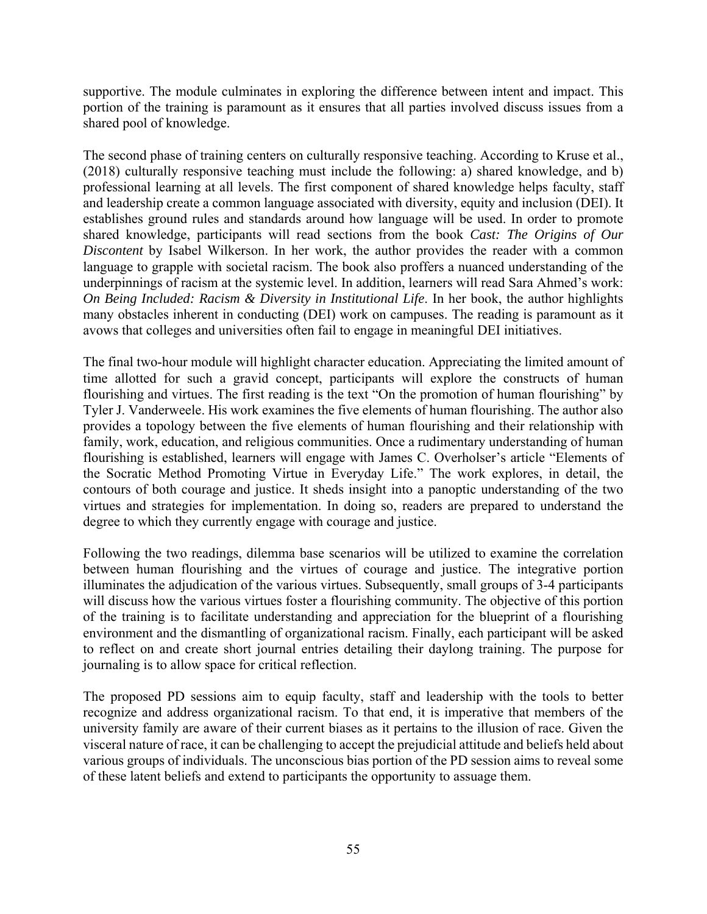supportive. The module culminates in exploring the difference between intent and impact. This portion of the training is paramount as it ensures that all parties involved discuss issues from a shared pool of knowledge.

The second phase of training centers on culturally responsive teaching. According to Kruse et al., (2018) culturally responsive teaching must include the following: a) shared knowledge, and b) professional learning at all levels. The first component of shared knowledge helps faculty, staff and leadership create a common language associated with diversity, equity and inclusion (DEI). It establishes ground rules and standards around how language will be used. In order to promote shared knowledge, participants will read sections from the book *Cast: The Origins of Our Discontent* by Isabel Wilkerson. In her work, the author provides the reader with a common language to grapple with societal racism. The book also proffers a nuanced understanding of the underpinnings of racism at the systemic level. In addition, learners will read Sara Ahmed's work: *On Being Included: Racism & Diversity in Institutional Life*. In her book, the author highlights many obstacles inherent in conducting (DEI) work on campuses. The reading is paramount as it avows that colleges and universities often fail to engage in meaningful DEI initiatives.

The final two-hour module will highlight character education. Appreciating the limited amount of time allotted for such a gravid concept, participants will explore the constructs of human flourishing and virtues. The first reading is the text "On the promotion of human flourishing" by Tyler J. Vanderweele. His work examines the five elements of human flourishing. The author also provides a topology between the five elements of human flourishing and their relationship with family, work, education, and religious communities. Once a rudimentary understanding of human flourishing is established, learners will engage with James C. Overholser's article "Elements of the Socratic Method Promoting Virtue in Everyday Life." The work explores, in detail, the contours of both courage and justice. It sheds insight into a panoptic understanding of the two virtues and strategies for implementation. In doing so, readers are prepared to understand the degree to which they currently engage with courage and justice.

Following the two readings, dilemma base scenarios will be utilized to examine the correlation between human flourishing and the virtues of courage and justice. The integrative portion illuminates the adjudication of the various virtues. Subsequently, small groups of 3-4 participants will discuss how the various virtues foster a flourishing community. The objective of this portion of the training is to facilitate understanding and appreciation for the blueprint of a flourishing environment and the dismantling of organizational racism. Finally, each participant will be asked to reflect on and create short journal entries detailing their daylong training. The purpose for journaling is to allow space for critical reflection.

The proposed PD sessions aim to equip faculty, staff and leadership with the tools to better recognize and address organizational racism. To that end, it is imperative that members of the university family are aware of their current biases as it pertains to the illusion of race. Given the visceral nature of race, it can be challenging to accept the prejudicial attitude and beliefs held about various groups of individuals. The unconscious bias portion of the PD session aims to reveal some of these latent beliefs and extend to participants the opportunity to assuage them.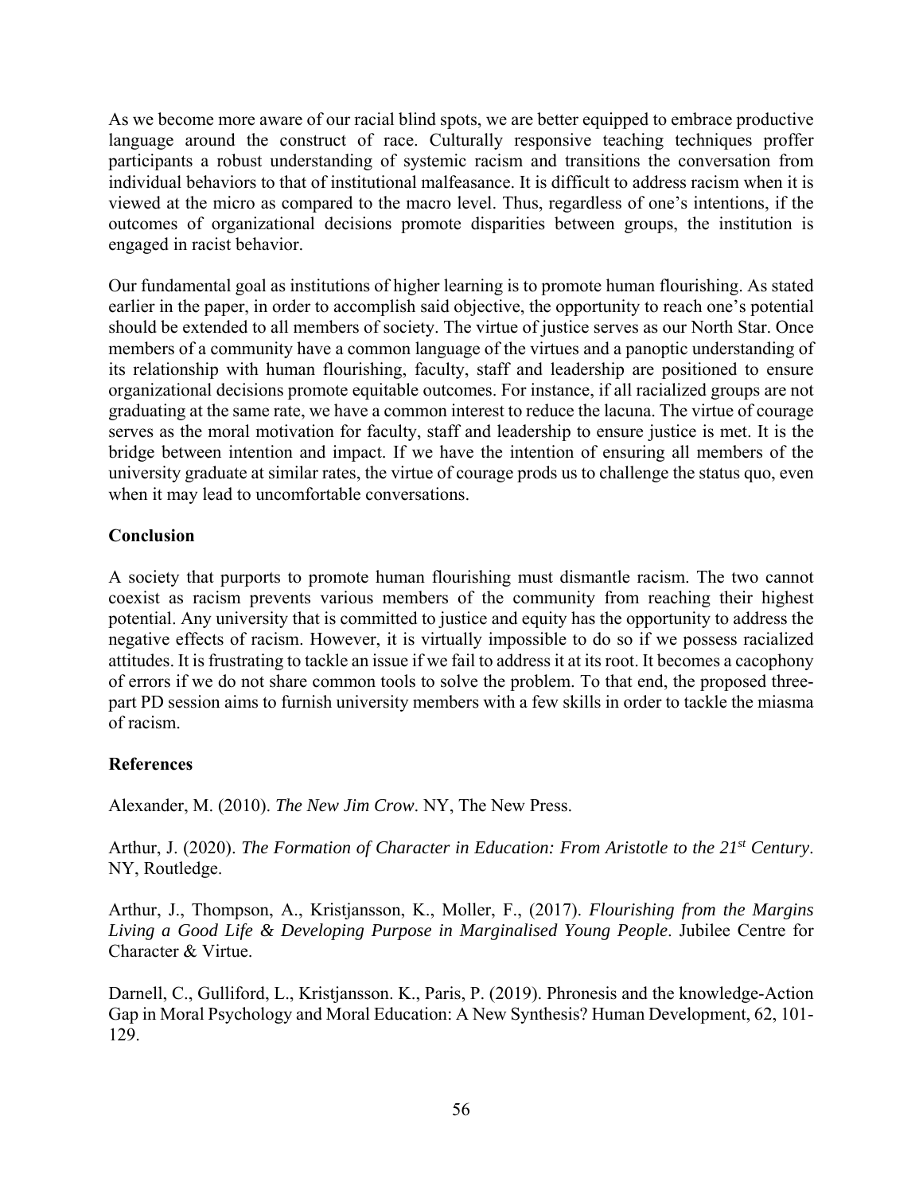As we become more aware of our racial blind spots, we are better equipped to embrace productive language around the construct of race. Culturally responsive teaching techniques proffer participants a robust understanding of systemic racism and transitions the conversation from individual behaviors to that of institutional malfeasance. It is difficult to address racism when it is viewed at the micro as compared to the macro level. Thus, regardless of one's intentions, if the outcomes of organizational decisions promote disparities between groups, the institution is engaged in racist behavior.

Our fundamental goal as institutions of higher learning is to promote human flourishing. As stated earlier in the paper, in order to accomplish said objective, the opportunity to reach one's potential should be extended to all members of society. The virtue of justice serves as our North Star. Once members of a community have a common language of the virtues and a panoptic understanding of its relationship with human flourishing, faculty, staff and leadership are positioned to ensure organizational decisions promote equitable outcomes. For instance, if all racialized groups are not graduating at the same rate, we have a common interest to reduce the lacuna. The virtue of courage serves as the moral motivation for faculty, staff and leadership to ensure justice is met. It is the bridge between intention and impact. If we have the intention of ensuring all members of the university graduate at similar rates, the virtue of courage prods us to challenge the status quo, even when it may lead to uncomfortable conversations.

**Conclusion**

A society that purports to promote human flourishing must dismantle racism. The two cannot coexist as racism prevents various members of the community from reaching their highest potential. Any university that is committed to justice and equity has the opportunity to address the negative effects of racism. However, it is virtually impossible to do so if we possess racialized attitudes. It is frustrating to tackle an issue if we fail to address it at its root. It becomes a cacophony of errors if we do not share common tools to solve the problem. To that end, the proposed three-part PD session aims to furnish university members with a few skills in order to tackle the miasma of racism.

**References**

Alexander, M. (2010). *The New Jim Crow*. NY, The New Press.

Arthur, J. (2020). *The Formation of Character in Education: From Aristotle to the 21st Century*. NY, Routledge.

Arthur, J., Thompson, A., Kristjansson, K., Moller, F., (2017). *Flourishing from the Margins Living a Good Life & Developing Purpose in Marginalised Young People*. Jubilee Centre for Character & Virtue.

Darnell, C., Gulliford, L., Kristjansson. K., Paris, P. (2019). Phronesis and the knowledge-Action Gap in Moral Psychology and Moral Education: A New Synthesis? Human Development, 62, 101-129.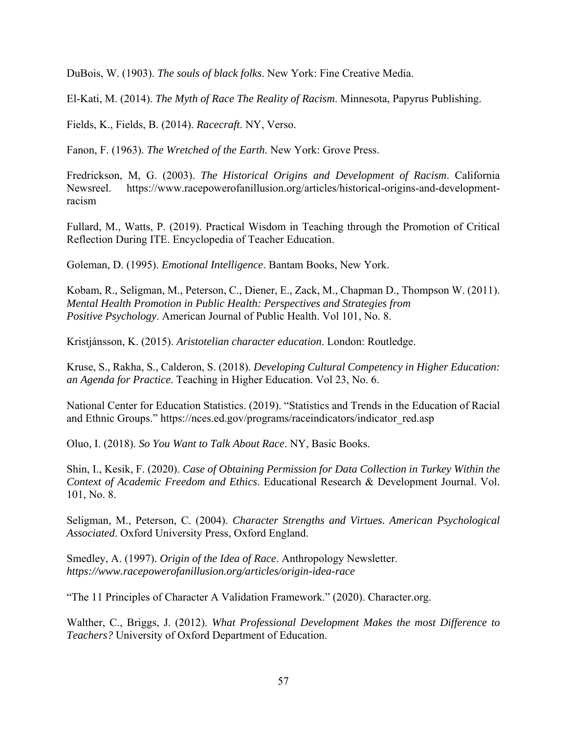DuBois, W. (1903). *The souls of black folks*. New York: Fine Creative Media.

El-Kati, M. (2014). *The Myth of Race The Reality of Racism*. Minnesota, Papyrus Publishing.

Fields, K., Fields, B. (2014). *Racecraft*. NY, Verso.

Fanon, F. (1963). *The Wretched of the Earth*. New York: Grove Press.

Fredrickson, M, G. (2003). *The Historical Origins and Development of Racism*. California Newsreel. https://www.racepowerofanillusion.org/articles/historical-origins-and-development-racism

Fullard, M., Watts, P. (2019). Practical Wisdom in Teaching through the Promotion of Critical Reflection During ITE. Encyclopedia of Teacher Education.

Goleman, D. (1995). *Emotional Intelligence*. Bantam Books, New York.

Kobam, R., Seligman, M., Peterson, C., Diener, E., Zack, M., Chapman D., Thompson W. (2011). *Mental Health Promotion in Public Health: Perspectives and Strategies from Positive Psychology*. American Journal of Public Health. Vol 101, No. 8.

Kristjánsson, K. (2015). *Aristotelian character education*. London: Routledge.

Kruse, S., Rakha, S., Calderon, S. (2018). *Developing Cultural Competency in Higher Education: an Agenda for Practice*. Teaching in Higher Education. Vol 23, No. 6.

National Center for Education Statistics. (2019). "Statistics and Trends in the Education of Racial and Ethnic Groups." https://nces.ed.gov/programs/raceindicators/indicator_red.asp

Oluo, I. (2018). *So You Want to Talk About Race*. NY, Basic Books.

Shin, I., Kesik, F. (2020). *Case of Obtaining Permission for Data Collection in Turkey Within the Context of Academic Freedom and Ethics*. Educational Research & Development Journal. Vol. 101, No. 8.

Seligman, M., Peterson, C. (2004). *Character Strengths and Virtues. American Psychological Associated*. Oxford University Press, Oxford England.

Smedley, A. (1997). *Origin of the Idea of Race*. Anthropology Newsletter. *https://www.racepowerofanillusion.org/articles/origin-idea-race*

"The 11 Principles of Character A Validation Framework." (2020). Character.org.

Walther, C., Briggs, J. (2012). *What Professional Development Makes the most Difference to Teachers?* University of Oxford Department of Education.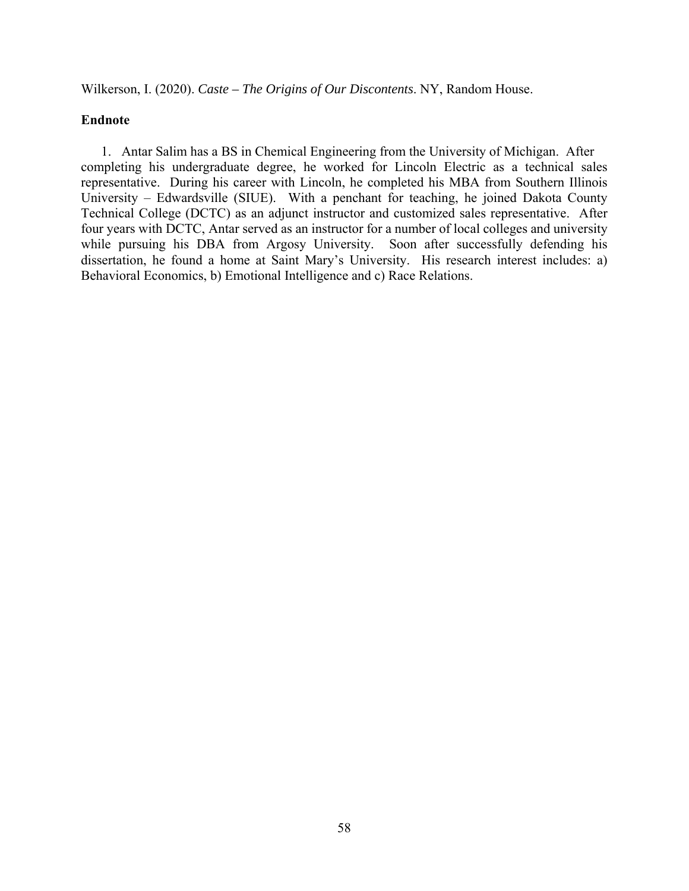Wilkerson, I. (2020). *Caste – The Origins of Our Discontents*. NY, Random House.

**Endnote**

1. Antar Salim has a BS in Chemical Engineering from the University of Michigan. After completing his undergraduate degree, he worked for Lincoln Electric as a technical sales representative. During his career with Lincoln, he completed his MBA from Southern Illinois University – Edwardsville (SIUE). With a penchant for teaching, he joined Dakota County Technical College (DCTC) as an adjunct instructor and customized sales representative. After four years with DCTC, Antar served as an instructor for a number of local colleges and university while pursuing his DBA from Argosy University. Soon after successfully defending his dissertation, he found a home at Saint Mary's University. His research interest includes: a) Behavioral Economics, b) Emotional Intelligence and c) Race Relations.